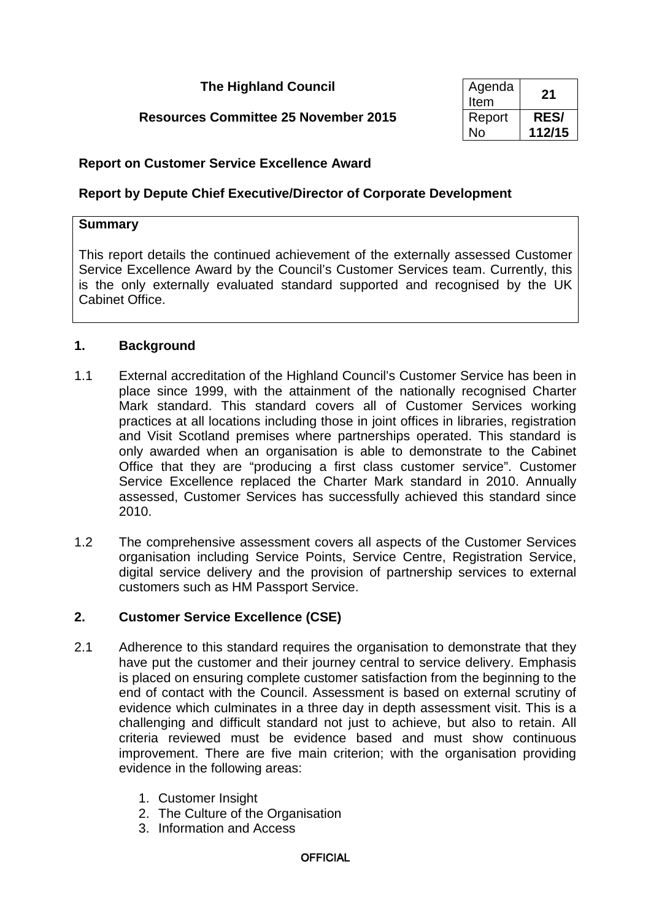**The Highland Council**

**Resources Committee 25 November 2015**

| Agenda Item | **21** |
|---|---|
| Report No | **RES/112/15** |

**Report on Customer Service Excellence Award**

**Report by Depute Chief Executive/Director of Corporate Development**

| **Summary** |
|---|
| This report details the continued achievement of the externally assessed Customer Service Excellence Award by the Council's Customer Services team. Currently, this is the only externally evaluated standard supported and recognised by the UK Cabinet Office. |

## 1. Background

1.1 External accreditation of the Highland Council's Customer Service has been in place since 1999, with the attainment of the nationally recognised Charter Mark standard. This standard covers all of Customer Services working practices at all locations including those in joint offices in libraries, registration and Visit Scotland premises where partnerships operated. This standard is only awarded when an organisation is able to demonstrate to the Cabinet Office that they are "producing a first class customer service". Customer Service Excellence replaced the Charter Mark standard in 2010. Annually assessed, Customer Services has successfully achieved this standard since 2010.

1.2 The comprehensive assessment covers all aspects of the Customer Services organisation including Service Points, Service Centre, Registration Service, digital service delivery and the provision of partnership services to external customers such as HM Passport Service.

## 2. Customer Service Excellence (CSE)

2.1 Adherence to this standard requires the organisation to demonstrate that they have put the customer and their journey central to service delivery. Emphasis is placed on ensuring complete customer satisfaction from the beginning to the end of contact with the Council. Assessment is based on external scrutiny of evidence which culminates in a three day in depth assessment visit. This is a challenging and difficult standard not just to achieve, but also to retain. All criteria reviewed must be evidence based and must show continuous improvement. There are five main criterion; with the organisation providing evidence in the following areas:

1. Customer Insight
2. The Culture of the Organisation
3. Information and Access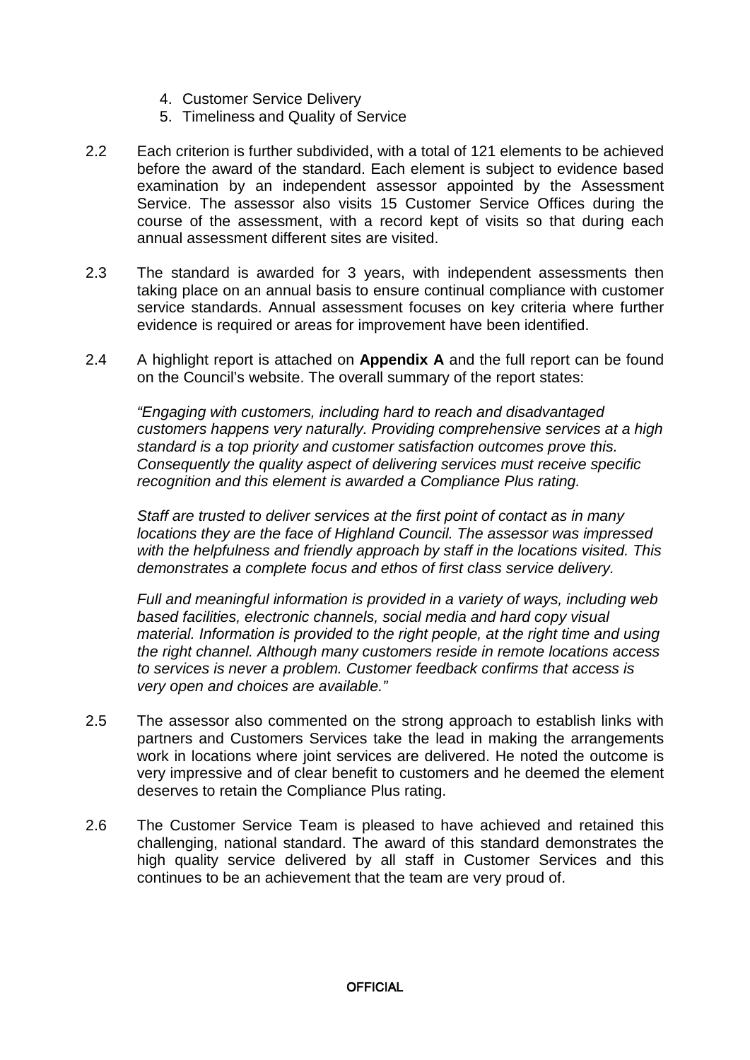4. Customer Service Delivery
5. Timeliness and Quality of Service

2.2 Each criterion is further subdivided, with a total of 121 elements to be achieved before the award of the standard. Each element is subject to evidence based examination by an independent assessor appointed by the Assessment Service. The assessor also visits 15 Customer Service Offices during the course of the assessment, with a record kept of visits so that during each annual assessment different sites are visited.

2.3 The standard is awarded for 3 years, with independent assessments then taking place on an annual basis to ensure continual compliance with customer service standards. Annual assessment focuses on key criteria where further evidence is required or areas for improvement have been identified.

2.4 A highlight report is attached on **Appendix A** and the full report can be found on the Council's website. The overall summary of the report states:

*"Engaging with customers, including hard to reach and disadvantaged customers happens very naturally. Providing comprehensive services at a high standard is a top priority and customer satisfaction outcomes prove this. Consequently the quality aspect of delivering services must receive specific recognition and this element is awarded a Compliance Plus rating.*

*Staff are trusted to deliver services at the first point of contact as in many locations they are the face of Highland Council. The assessor was impressed with the helpfulness and friendly approach by staff in the locations visited. This demonstrates a complete focus and ethos of first class service delivery.*

*Full and meaningful information is provided in a variety of ways, including web based facilities, electronic channels, social media and hard copy visual material. Information is provided to the right people, at the right time and using the right channel. Although many customers reside in remote locations access to services is never a problem. Customer feedback confirms that access is very open and choices are available."*

2.5 The assessor also commented on the strong approach to establish links with partners and Customers Services take the lead in making the arrangements work in locations where joint services are delivered. He noted the outcome is very impressive and of clear benefit to customers and he deemed the element deserves to retain the Compliance Plus rating.

2.6 The Customer Service Team is pleased to have achieved and retained this challenging, national standard. The award of this standard demonstrates the high quality service delivered by all staff in Customer Services and this continues to be an achievement that the team are very proud of.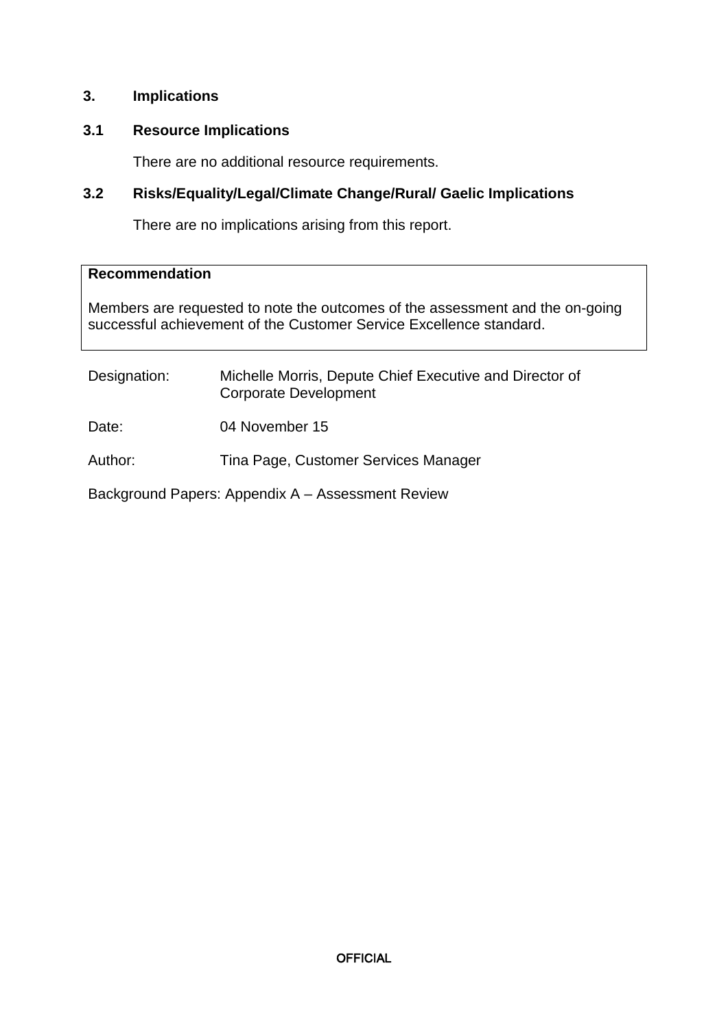## 3. Implications

### 3.1 Resource Implications

There are no additional resource requirements.

### 3.2 Risks/Equality/Legal/Climate Change/Rural/ Gaelic Implications

There are no implications arising from this report.

| **Recommendation** |
| --- |
| Members are requested to note the outcomes of the assessment and the on-going successful achievement of the Customer Service Excellence standard. |

Designation: Michelle Morris, Depute Chief Executive and Director of Corporate Development

Date: 04 November 15

Author: Tina Page, Customer Services Manager

Background Papers: Appendix A – Assessment Review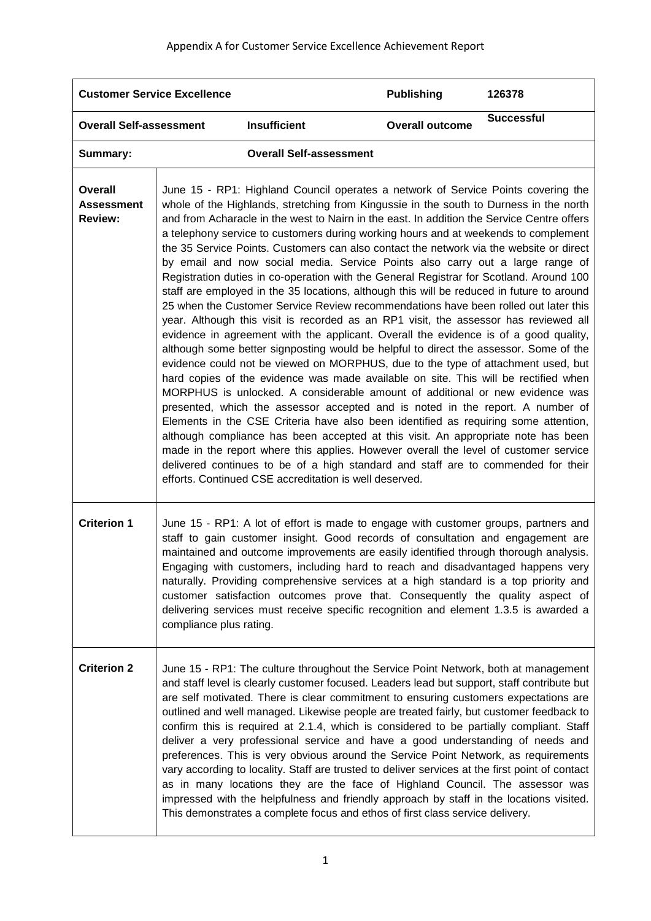Appendix A for Customer Service Excellence Achievement Report

| **Customer Service Excellence** | | **Publishing** | **126378** |
|---|---|---|---|
| **Overall Self-assessment** | **Insufficient** | **Overall outcome** | **Successful** |
| **Summary:** | **Overall Self-assessment** | | |
| **Overall Assessment Review:** | June 15 - RP1: Highland Council operates a network of Service Points covering the whole of the Highlands, stretching from Kingussie in the south to Durness in the north and from Acharacle in the west to Nairn in the east. In addition the Service Centre offers a telephony service to customers during working hours and at weekends to complement the 35 Service Points. Customers can also contact the network via the website or direct by email and now social media. Service Points also carry out a large range of Registration duties in co-operation with the General Registrar for Scotland. Around 100 staff are employed in the 35 locations, although this will be reduced in future to around 25 when the Customer Service Review recommendations have been rolled out later this year. Although this visit is recorded as an RP1 visit, the assessor has reviewed all evidence in agreement with the applicant. Overall the evidence is of a good quality, although some better signposting would be helpful to direct the assessor. Some of the evidence could not be viewed on MORPHUS, due to the type of attachment used, but hard copies of the evidence was made available on site. This will be rectified when MORPHUS is unlocked. A considerable amount of additional or new evidence was presented, which the assessor accepted and is noted in the report. A number of Elements in the CSE Criteria have also been identified as requiring some attention, although compliance has been accepted at this visit. An appropriate note has been made in the report where this applies. However overall the level of customer service delivered continues to be of a high standard and staff are to commended for their efforts. Continued CSE accreditation is well deserved. | | |
| **Criterion 1** | June 15 - RP1: A lot of effort is made to engage with customer groups, partners and staff to gain customer insight. Good records of consultation and engagement are maintained and outcome improvements are easily identified through thorough analysis. Engaging with customers, including hard to reach and disadvantaged happens very naturally. Providing comprehensive services at a high standard is a top priority and customer satisfaction outcomes prove that. Consequently the quality aspect of delivering services must receive specific recognition and element 1.3.5 is awarded a compliance plus rating. | | |
| **Criterion 2** | June 15 - RP1: The culture throughout the Service Point Network, both at management and staff level is clearly customer focused. Leaders lead but support, staff contribute but are self motivated. There is clear commitment to ensuring customers expectations are outlined and well managed. Likewise people are treated fairly, but customer feedback to confirm this is required at 2.1.4, which is considered to be partially compliant. Staff deliver a very professional service and have a good understanding of needs and preferences. This is very obvious around the Service Point Network, as requirements vary according to locality. Staff are trusted to deliver services at the first point of contact as in many locations they are the face of Highland Council. The assessor was impressed with the helpfulness and friendly approach by staff in the locations visited. This demonstrates a complete focus and ethos of first class service delivery. | | |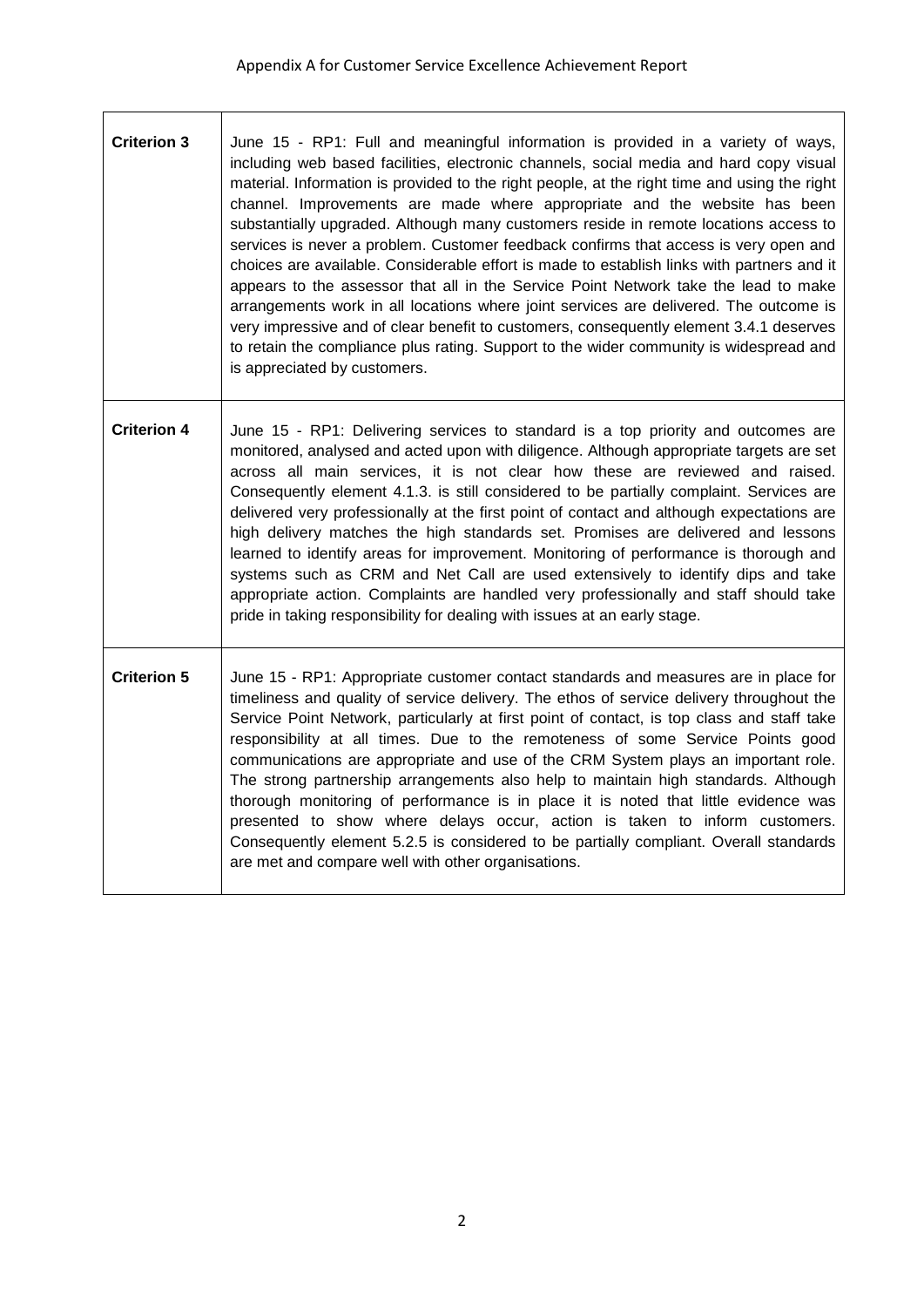| | |
|---|---|
| **Criterion 3** | June 15 - RP1: Full and meaningful information is provided in a variety of ways, including web based facilities, electronic channels, social media and hard copy visual material. Information is provided to the right people, at the right time and using the right channel. Improvements are made where appropriate and the website has been substantially upgraded. Although many customers reside in remote locations access to services is never a problem. Customer feedback confirms that access is very open and choices are available. Considerable effort is made to establish links with partners and it appears to the assessor that all in the Service Point Network take the lead to make arrangements work in all locations where joint services are delivered. The outcome is very impressive and of clear benefit to customers, consequently element 3.4.1 deserves to retain the compliance plus rating. Support to the wider community is widespread and is appreciated by customers. |
| **Criterion 4** | June 15 - RP1: Delivering services to standard is a top priority and outcomes are monitored, analysed and acted upon with diligence. Although appropriate targets are set across all main services, it is not clear how these are reviewed and raised. Consequently element 4.1.3. is still considered to be partially complaint. Services are delivered very professionally at the first point of contact and although expectations are high delivery matches the high standards set. Promises are delivered and lessons learned to identify areas for improvement. Monitoring of performance is thorough and systems such as CRM and Net Call are used extensively to identify dips and take appropriate action. Complaints are handled very professionally and staff should take pride in taking responsibility for dealing with issues at an early stage. |
| **Criterion 5** | June 15 - RP1: Appropriate customer contact standards and measures are in place for timeliness and quality of service delivery. The ethos of service delivery throughout the Service Point Network, particularly at first point of contact, is top class and staff take responsibility at all times. Due to the remoteness of some Service Points good communications are appropriate and use of the CRM System plays an important role. The strong partnership arrangements also help to maintain high standards. Although thorough monitoring of performance is in place it is noted that little evidence was presented to show where delays occur, action is taken to inform customers. Consequently element 5.2.5 is considered to be partially compliant. Overall standards are met and compare well with other organisations. |